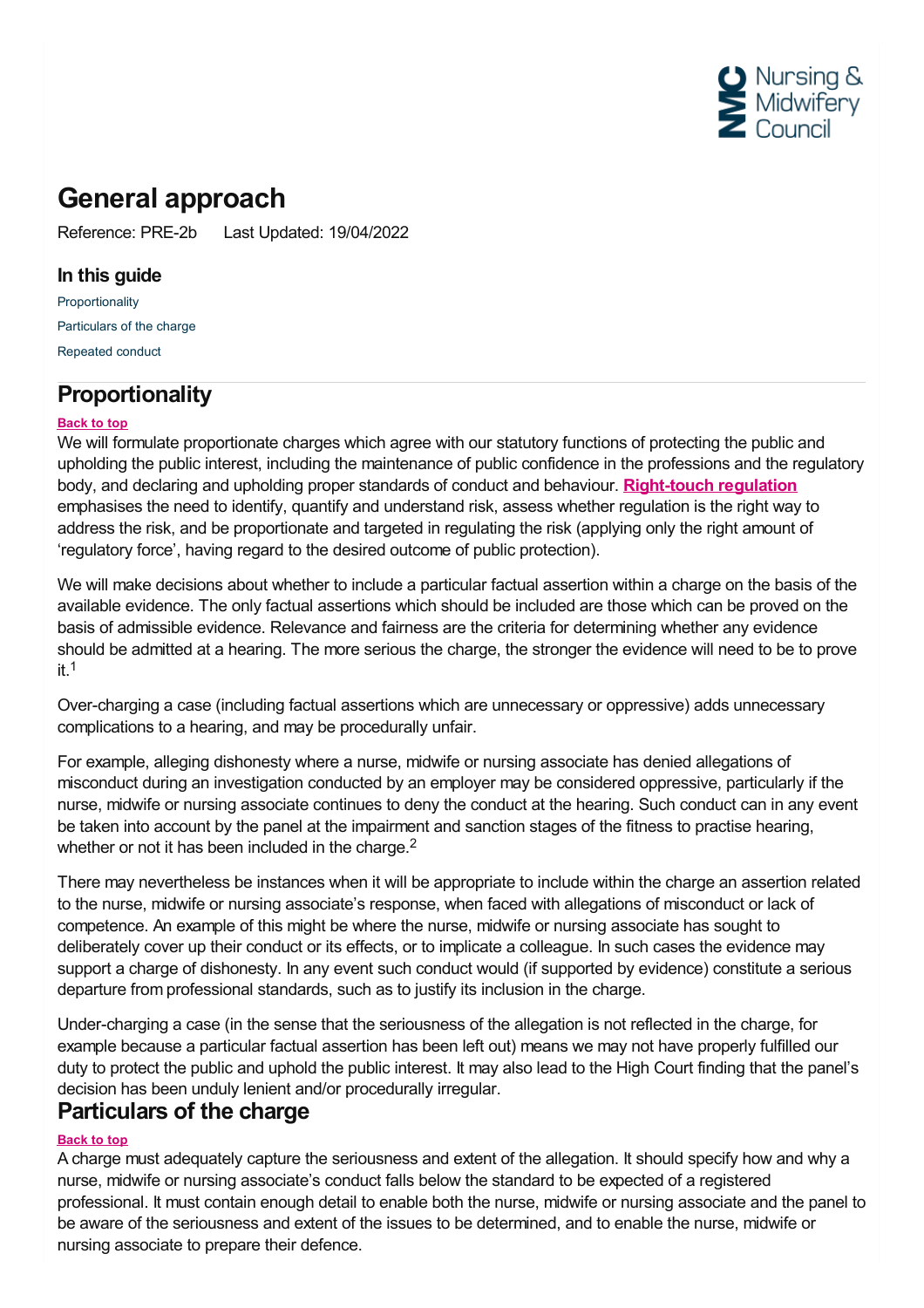# General approach

Reference: PRE-2b Last Updated: 19/04/2022

### In this guide

Proportionality

Particulars of the charge

Repeated conduct

## Proportionality

Back to top

We will formulate proportionate charges which agree with our statutory functions of protecting the public and upholding the public interest, including the maintenance of public confidence in the professions and the regulatory body, and declaring and upholding proper standards of conduct and behaviour. **Right-touch regulation** emphasises the need to identify, quantify and understand risk, assess whether regulation is the right way to address the risk, and be proportionate and targeted in regulating the risk (applying only the right amount of 'regulatory force', having regard to the desired outcome of public protection).

We will make decisions about whether to include a particular factual assertion within a charge on the basis of the available evidence. The only factual assertions which should be included are those which can be proved on the basis of admissible evidence. Relevance and fairness are the criteria for determining whether any evidence should be admitted at a hearing. The more serious the charge, the stronger the evidence will need to be to prove it.[1]

Over-charging a case (including factual assertions which are unnecessary or oppressive) adds unnecessary complications to a hearing, and may be procedurally unfair.

For example, alleging dishonesty where a nurse, midwife or nursing associate has denied allegations of misconduct during an investigation conducted by an employer may be considered oppressive, particularly if the nurse, midwife or nursing associate continues to deny the conduct at the hearing. Such conduct can in any event be taken into account by the panel at the impairment and sanction stages of the fitness to practise hearing, whether or not it has been included in the charge.[2]

There may nevertheless be instances when it will be appropriate to include within the charge an assertion related to the nurse, midwife or nursing associate's response, when faced with allegations of misconduct or lack of competence. An example of this might be where the nurse, midwife or nursing associate has sought to deliberately cover up their conduct or its effects, or to implicate a colleague. In such cases the evidence may support a charge of dishonesty. In any event such conduct would (if supported by evidence) constitute a serious departure from professional standards, such as to justify its inclusion in the charge.

Under-charging a case (in the sense that the seriousness of the allegation is not reflected in the charge, for example because a particular factual assertion has been left out) means we may not have properly fulfilled our duty to protect the public and uphold the public interest. It may also lead to the High Court finding that the panel's decision has been unduly lenient and/or procedurally irregular.

## Particulars of the charge

Back to top

A charge must adequately capture the seriousness and extent of the allegation. It should specify how and why a nurse, midwife or nursing associate's conduct falls below the standard to be expected of a registered professional. It must contain enough detail to enable both the nurse, midwife or nursing associate and the panel to be aware of the seriousness and extent of the issues to be determined, and to enable the nurse, midwife or nursing associate to prepare their defence.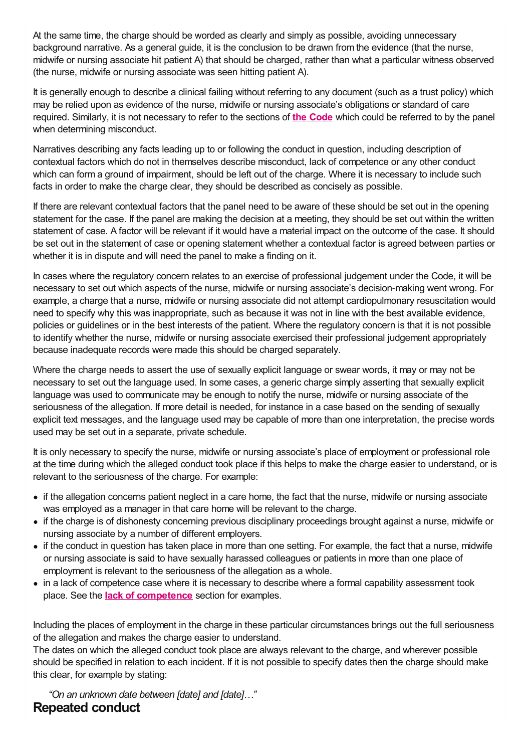At the same time, the charge should be worded as clearly and simply as possible, avoiding unnecessary background narrative. As a general guide, it is the conclusion to be drawn from the evidence (that the nurse, midwife or nursing associate hit patient A) that should be charged, rather than what a particular witness observed (the nurse, midwife or nursing associate was seen hitting patient A).

It is generally enough to describe a clinical failing without referring to any document (such as a trust policy) which may be relied upon as evidence of the nurse, midwife or nursing associate's obligations or standard of care required. Similarly, it is not necessary to refer to the sections of **the Code** which could be referred to by the panel when determining misconduct.

Narratives describing any facts leading up to or following the conduct in question, including description of contextual factors which do not in themselves describe misconduct, lack of competence or any other conduct which can form a ground of impairment, should be left out of the charge. Where it is necessary to include such facts in order to make the charge clear, they should be described as concisely as possible.

If there are relevant contextual factors that the panel need to be aware of these should be set out in the opening statement for the case. If the panel are making the decision at a meeting, they should be set out within the written statement of case. A factor will be relevant if it would have a material impact on the outcome of the case. It should be set out in the statement of case or opening statement whether a contextual factor is agreed between parties or whether it is in dispute and will need the panel to make a finding on it.

In cases where the regulatory concern relates to an exercise of professional judgement under the Code, it will be necessary to set out which aspects of the nurse, midwife or nursing associate's decision-making went wrong. For example, a charge that a nurse, midwife or nursing associate did not attempt cardiopulmonary resuscitation would need to specify why this was inappropriate, such as because it was not in line with the best available evidence, policies or guidelines or in the best interests of the patient. Where the regulatory concern is that it is not possible to identify whether the nurse, midwife or nursing associate exercised their professional judgement appropriately because inadequate records were made this should be charged separately.

Where the charge needs to assert the use of sexually explicit language or swear words, it may or may not be necessary to set out the language used. In some cases, a generic charge simply asserting that sexually explicit language was used to communicate may be enough to notify the nurse, midwife or nursing associate of the seriousness of the allegation. If more detail is needed, for instance in a case based on the sending of sexually explicit text messages, and the language used may be capable of more than one interpretation, the precise words used may be set out in a separate, private schedule.

It is only necessary to specify the nurse, midwife or nursing associate's place of employment or professional role at the time during which the alleged conduct took place if this helps to make the charge easier to understand, or is relevant to the seriousness of the charge. For example:

- if the allegation concerns patient neglect in a care home, the fact that the nurse, midwife or nursing associate was employed as a manager in that care home will be relevant to the charge.
- if the charge is of dishonesty concerning previous disciplinary proceedings brought against a nurse, midwife or nursing associate by a number of different employers.
- if the conduct in question has taken place in more than one setting. For example, the fact that a nurse, midwife or nursing associate is said to have sexually harassed colleagues or patients in more than one place of employment is relevant to the seriousness of the allegation as a whole.
- in a lack of competence case where it is necessary to describe where a formal capability assessment took place. See the **lack of competence** section for examples.

Including the places of employment in the charge in these particular circumstances brings out the full seriousness of the allegation and makes the charge easier to understand.
The dates on which the alleged conduct took place are always relevant to the charge, and wherever possible should be specified in relation to each incident. If it is not possible to specify dates then the charge should make this clear, for example by stating:

*"On an unknown date between [date] and [date]…"*

## Repeated conduct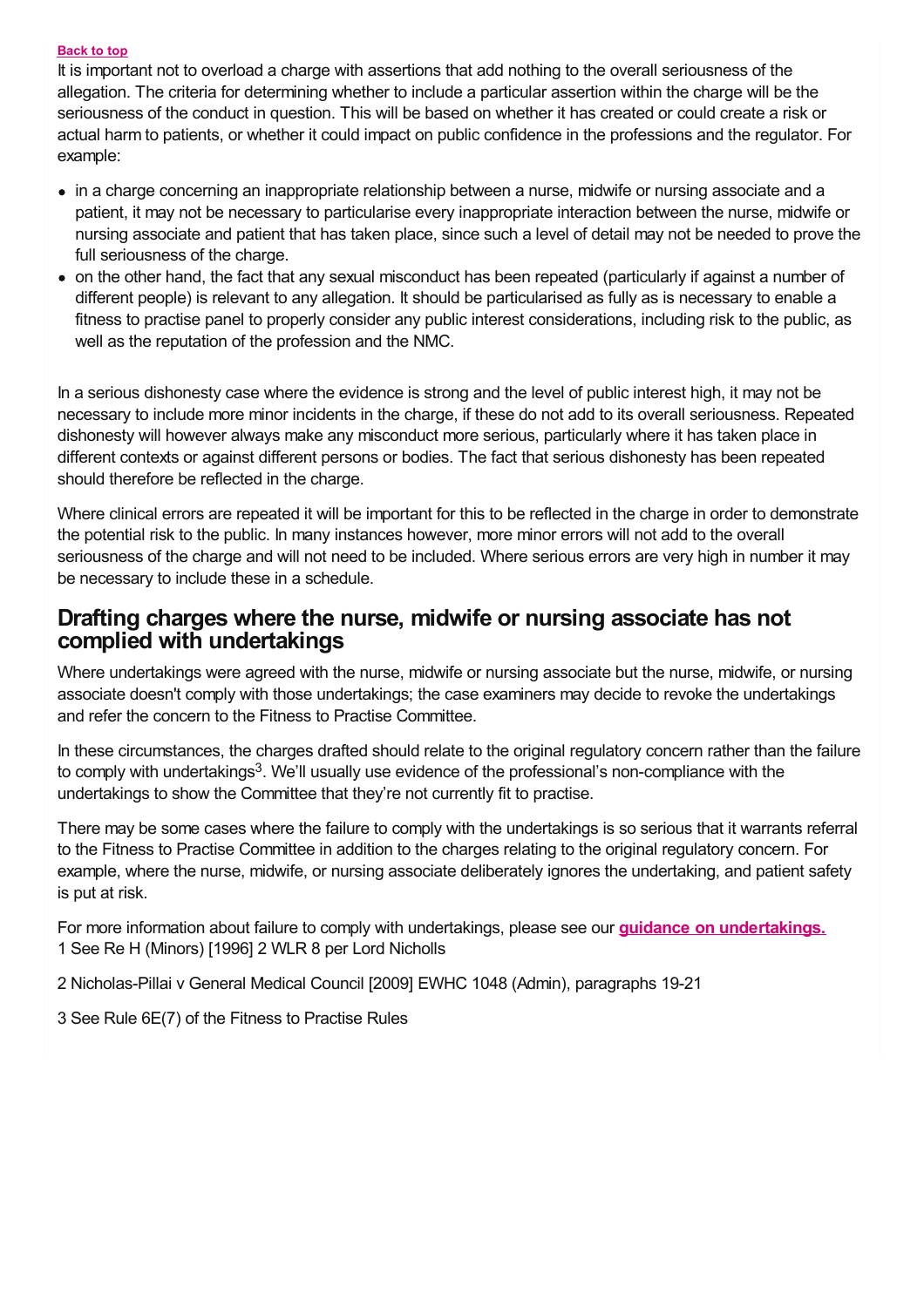Back to top

It is important not to overload a charge with assertions that add nothing to the overall seriousness of the allegation. The criteria for determining whether to include a particular assertion within the charge will be the seriousness of the conduct in question. This will be based on whether it has created or could create a risk or actual harm to patients, or whether it could impact on public confidence in the professions and the regulator. For example:

- in a charge concerning an inappropriate relationship between a nurse, midwife or nursing associate and a patient, it may not be necessary to particularise every inappropriate interaction between the nurse, midwife or nursing associate and patient that has taken place, since such a level of detail may not be needed to prove the full seriousness of the charge.
- on the other hand, the fact that any sexual misconduct has been repeated (particularly if against a number of different people) is relevant to any allegation. It should be particularised as fully as is necessary to enable a fitness to practise panel to properly consider any public interest considerations, including risk to the public, as well as the reputation of the profession and the NMC.

In a serious dishonesty case where the evidence is strong and the level of public interest high, it may not be necessary to include more minor incidents in the charge, if these do not add to its overall seriousness. Repeated dishonesty will however always make any misconduct more serious, particularly where it has taken place in different contexts or against different persons or bodies. The fact that serious dishonesty has been repeated should therefore be reflected in the charge.

Where clinical errors are repeated it will be important for this to be reflected in the charge in order to demonstrate the potential risk to the public. In many instances however, more minor errors will not add to the overall seriousness of the charge and will not need to be included. Where serious errors are very high in number it may be necessary to include these in a schedule.

## Drafting charges where the nurse, midwife or nursing associate has not complied with undertakings

Where undertakings were agreed with the nurse, midwife or nursing associate but the nurse, midwife, or nursing associate doesn't comply with those undertakings; the case examiners may decide to revoke the undertakings and refer the concern to the Fitness to Practise Committee.

In these circumstances, the charges drafted should relate to the original regulatory concern rather than the failure to comply with undertakings[3]. We'll usually use evidence of the professional's non-compliance with the undertakings to show the Committee that they're not currently fit to practise.

There may be some cases where the failure to comply with the undertakings is so serious that it warrants referral to the Fitness to Practise Committee in addition to the charges relating to the original regulatory concern. For example, where the nurse, midwife, or nursing associate deliberately ignores the undertaking, and patient safety is put at risk.

For more information about failure to comply with undertakings, please see our **guidance on undertakings.**

1 See Re H (Minors) [1996] 2 WLR 8 per Lord Nicholls

2 Nicholas-Pillai v General Medical Council [2009] EWHC 1048 (Admin), paragraphs 19-21

3 See Rule 6E(7) of the Fitness to Practise Rules